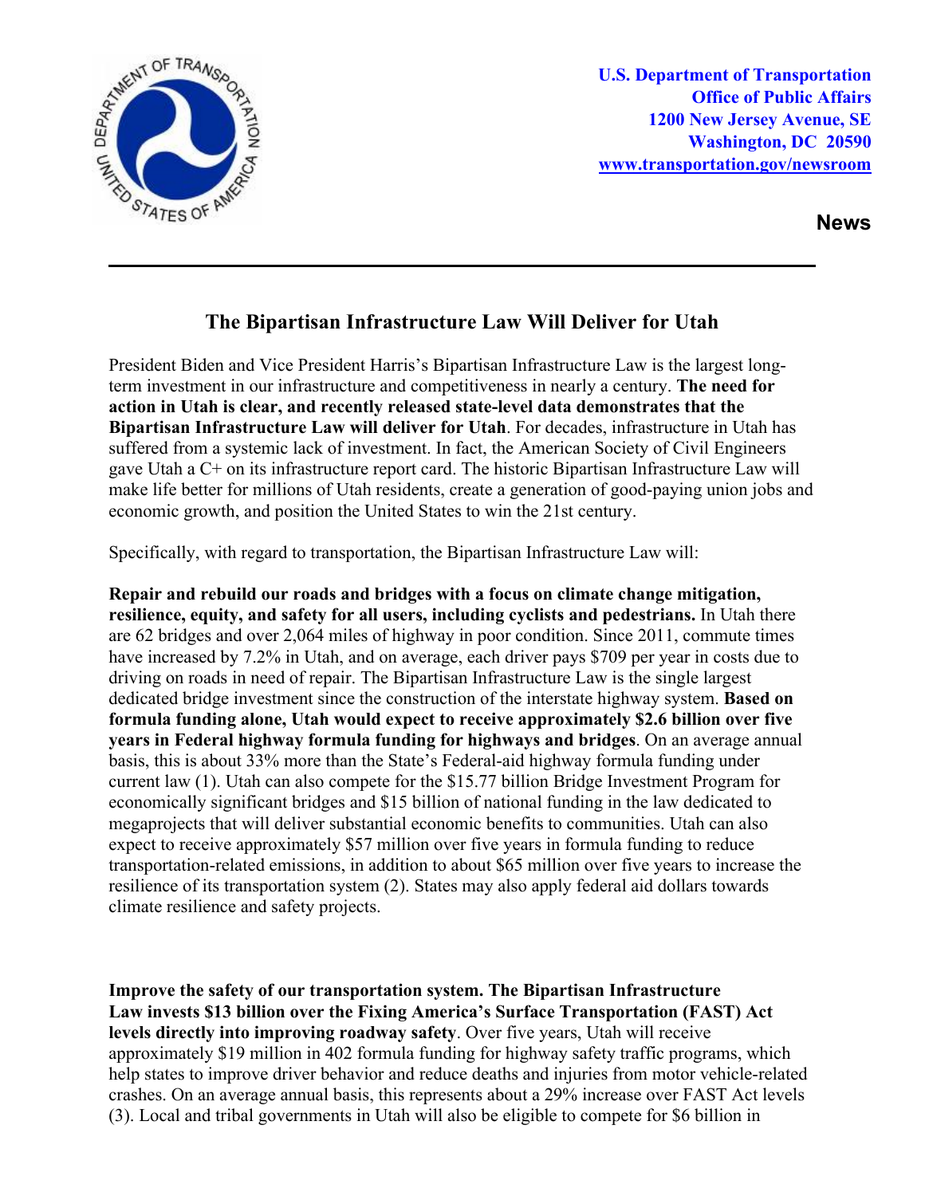U.S. Department of Transportation
Office of Public Affairs
1200 New Jersey Avenue, SE
Washington, DC 20590
www.transportation.gov/newsroom

**News**

# The Bipartisan Infrastructure Law Will Deliver for Utah

President Biden and Vice President Harris's Bipartisan Infrastructure Law is the largest long-term investment in our infrastructure and competitiveness in nearly a century. **The need for action in Utah is clear, and recently released state-level data demonstrates that the Bipartisan Infrastructure Law will deliver for Utah**. For decades, infrastructure in Utah has suffered from a systemic lack of investment. In fact, the American Society of Civil Engineers gave Utah a C+ on its infrastructure report card. The historic Bipartisan Infrastructure Law will make life better for millions of Utah residents, create a generation of good-paying union jobs and economic growth, and position the United States to win the 21st century.

Specifically, with regard to transportation, the Bipartisan Infrastructure Law will:

**Repair and rebuild our roads and bridges with a focus on climate change mitigation, resilience, equity, and safety for all users, including cyclists and pedestrians.** In Utah there are 62 bridges and over 2,064 miles of highway in poor condition. Since 2011, commute times have increased by 7.2% in Utah, and on average, each driver pays $709 per year in costs due to driving on roads in need of repair. The Bipartisan Infrastructure Law is the single largest dedicated bridge investment since the construction of the interstate highway system. **Based on formula funding alone, Utah would expect to receive approximately $2.6 billion over five years in Federal highway formula funding for highways and bridges**. On an average annual basis, this is about 33% more than the State's Federal-aid highway formula funding under current law (1). Utah can also compete for the $15.77 billion Bridge Investment Program for economically significant bridges and $15 billion of national funding in the law dedicated to megaprojects that will deliver substantial economic benefits to communities. Utah can also expect to receive approximately $57 million over five years in formula funding to reduce transportation-related emissions, in addition to about $65 million over five years to increase the resilience of its transportation system (2). States may also apply federal aid dollars towards climate resilience and safety projects.

**Improve the safety of our transportation system. The Bipartisan Infrastructure Law invests $13 billion over the Fixing America's Surface Transportation (FAST) Act levels directly into improving roadway safety**. Over five years, Utah will receive approximately $19 million in 402 formula funding for highway safety traffic programs, which help states to improve driver behavior and reduce deaths and injuries from motor vehicle-related crashes. On an average annual basis, this represents about a 29% increase over FAST Act levels (3). Local and tribal governments in Utah will also be eligible to compete for $6 billion in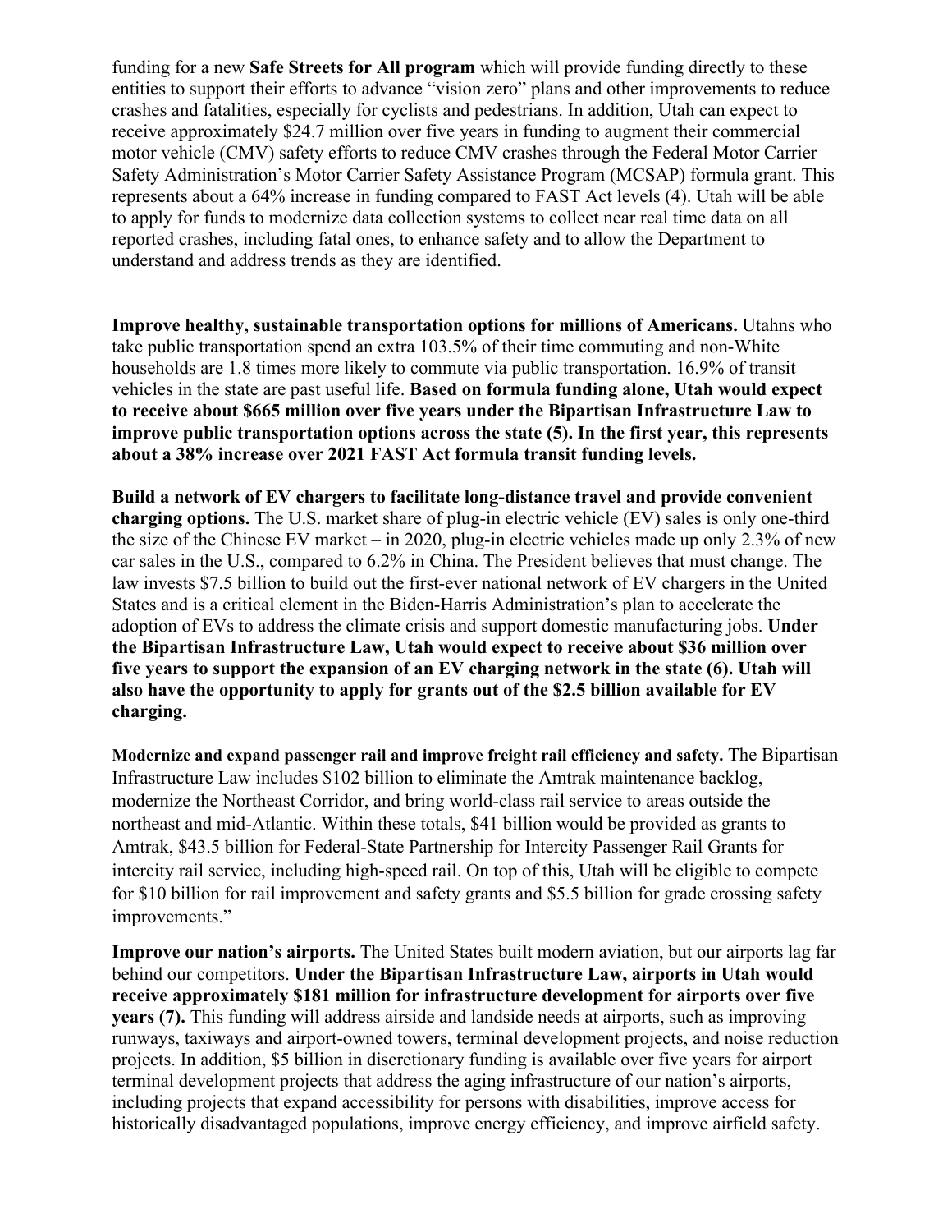funding for a new **Safe Streets for All program** which will provide funding directly to these entities to support their efforts to advance "vision zero" plans and other improvements to reduce crashes and fatalities, especially for cyclists and pedestrians. In addition, Utah can expect to receive approximately $24.7 million over five years in funding to augment their commercial motor vehicle (CMV) safety efforts to reduce CMV crashes through the Federal Motor Carrier Safety Administration's Motor Carrier Safety Assistance Program (MCSAP) formula grant. This represents about a 64% increase in funding compared to FAST Act levels (4). Utah will be able to apply for funds to modernize data collection systems to collect near real time data on all reported crashes, including fatal ones, to enhance safety and to allow the Department to understand and address trends as they are identified.

**Improve healthy, sustainable transportation options for millions of Americans.** Utahns who take public transportation spend an extra 103.5% of their time commuting and non-White households are 1.8 times more likely to commute via public transportation. 16.9% of transit vehicles in the state are past useful life. **Based on formula funding alone, Utah would expect to receive about $665 million over five years under the Bipartisan Infrastructure Law to improve public transportation options across the state (5). In the first year, this represents about a 38% increase over 2021 FAST Act formula transit funding levels.**

**Build a network of EV chargers to facilitate long-distance travel and provide convenient charging options.** The U.S. market share of plug-in electric vehicle (EV) sales is only one-third the size of the Chinese EV market – in 2020, plug-in electric vehicles made up only 2.3% of new car sales in the U.S., compared to 6.2% in China. The President believes that must change. The law invests $7.5 billion to build out the first-ever national network of EV chargers in the United States and is a critical element in the Biden-Harris Administration's plan to accelerate the adoption of EVs to address the climate crisis and support domestic manufacturing jobs. **Under the Bipartisan Infrastructure Law, Utah would expect to receive about $36 million over five years to support the expansion of an EV charging network in the state (6). Utah will also have the opportunity to apply for grants out of the $2.5 billion available for EV charging.**

**Modernize and expand passenger rail and improve freight rail efficiency and safety.** The Bipartisan Infrastructure Law includes $102 billion to eliminate the Amtrak maintenance backlog, modernize the Northeast Corridor, and bring world-class rail service to areas outside the northeast and mid-Atlantic. Within these totals, $41 billion would be provided as grants to Amtrak, $43.5 billion for Federal-State Partnership for Intercity Passenger Rail Grants for intercity rail service, including high-speed rail. On top of this, Utah will be eligible to compete for $10 billion for rail improvement and safety grants and $5.5 billion for grade crossing safety improvements."

**Improve our nation's airports.** The United States built modern aviation, but our airports lag far behind our competitors. **Under the Bipartisan Infrastructure Law, airports in Utah would receive approximately $181 million for infrastructure development for airports over five years (7).** This funding will address airside and landside needs at airports, such as improving runways, taxiways and airport-owned towers, terminal development projects, and noise reduction projects. In addition, $5 billion in discretionary funding is available over five years for airport terminal development projects that address the aging infrastructure of our nation's airports, including projects that expand accessibility for persons with disabilities, improve access for historically disadvantaged populations, improve energy efficiency, and improve airfield safety.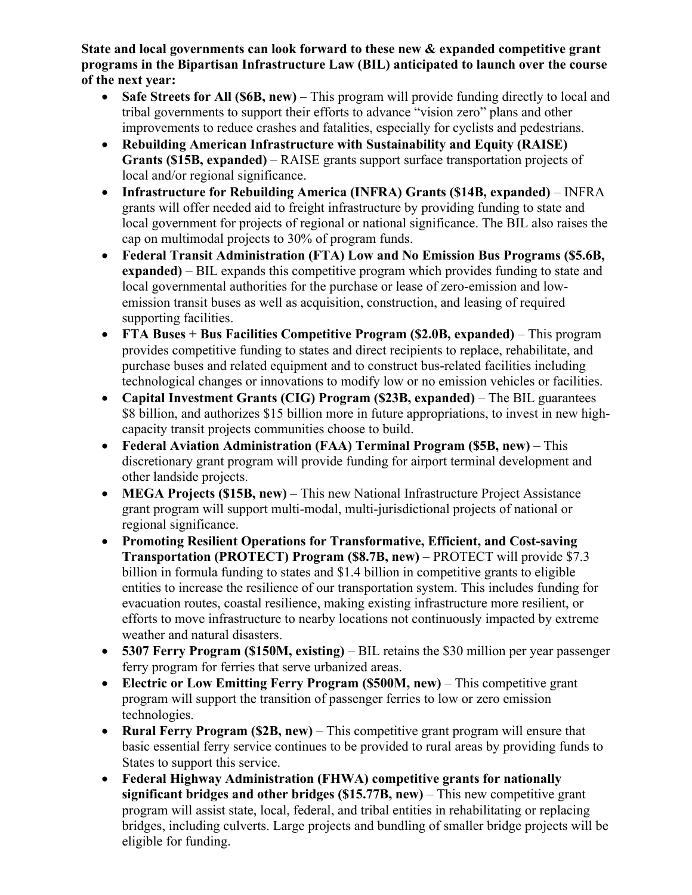**State and local governments can look forward to these new & expanded competitive grant programs in the Bipartisan Infrastructure Law (BIL) anticipated to launch over the course of the next year:**

- **Safe Streets for All ($6B, new)** – This program will provide funding directly to local and tribal governments to support their efforts to advance "vision zero" plans and other improvements to reduce crashes and fatalities, especially for cyclists and pedestrians.
- **Rebuilding American Infrastructure with Sustainability and Equity (RAISE) Grants ($15B, expanded)** – RAISE grants support surface transportation projects of local and/or regional significance.
- **Infrastructure for Rebuilding America (INFRA) Grants ($14B, expanded)** – INFRA grants will offer needed aid to freight infrastructure by providing funding to state and local government for projects of regional or national significance. The BIL also raises the cap on multimodal projects to 30% of program funds.
- **Federal Transit Administration (FTA) Low and No Emission Bus Programs ($5.6B, expanded)** – BIL expands this competitive program which provides funding to state and local governmental authorities for the purchase or lease of zero-emission and low-emission transit buses as well as acquisition, construction, and leasing of required supporting facilities.
- **FTA Buses + Bus Facilities Competitive Program ($2.0B, expanded)** – This program provides competitive funding to states and direct recipients to replace, rehabilitate, and purchase buses and related equipment and to construct bus-related facilities including technological changes or innovations to modify low or no emission vehicles or facilities.
- **Capital Investment Grants (CIG) Program ($23B, expanded)** – The BIL guarantees $8 billion, and authorizes $15 billion more in future appropriations, to invest in new high-capacity transit projects communities choose to build.
- **Federal Aviation Administration (FAA) Terminal Program ($5B, new)** – This discretionary grant program will provide funding for airport terminal development and other landside projects.
- **MEGA Projects ($15B, new)** – This new National Infrastructure Project Assistance grant program will support multi-modal, multi-jurisdictional projects of national or regional significance.
- **Promoting Resilient Operations for Transformative, Efficient, and Cost-saving Transportation (PROTECT) Program ($8.7B, new)** – PROTECT will provide $7.3 billion in formula funding to states and $1.4 billion in competitive grants to eligible entities to increase the resilience of our transportation system. This includes funding for evacuation routes, coastal resilience, making existing infrastructure more resilient, or efforts to move infrastructure to nearby locations not continuously impacted by extreme weather and natural disasters.
- **5307 Ferry Program ($150M, existing)** – BIL retains the $30 million per year passenger ferry program for ferries that serve urbanized areas.
- **Electric or Low Emitting Ferry Program ($500M, new)** – This competitive grant program will support the transition of passenger ferries to low or zero emission technologies.
- **Rural Ferry Program ($2B, new)** – This competitive grant program will ensure that basic essential ferry service continues to be provided to rural areas by providing funds to States to support this service.
- **Federal Highway Administration (FHWA) competitive grants for nationally significant bridges and other bridges ($15.77B, new)** – This new competitive grant program will assist state, local, federal, and tribal entities in rehabilitating or replacing bridges, including culverts. Large projects and bundling of smaller bridge projects will be eligible for funding.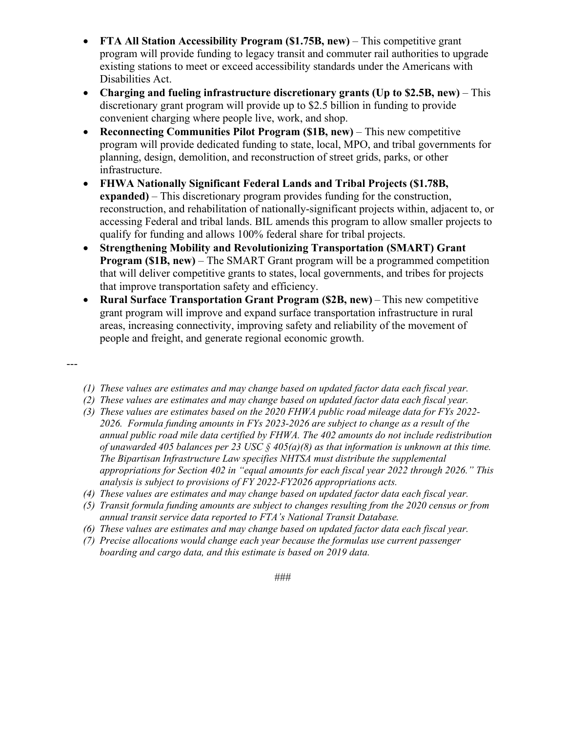- **FTA All Station Accessibility Program ($1.75B, new)** – This competitive grant program will provide funding to legacy transit and commuter rail authorities to upgrade existing stations to meet or exceed accessibility standards under the Americans with Disabilities Act.
- **Charging and fueling infrastructure discretionary grants (Up to $2.5B, new)** – This discretionary grant program will provide up to $2.5 billion in funding to provide convenient charging where people live, work, and shop.
- **Reconnecting Communities Pilot Program ($1B, new)** – This new competitive program will provide dedicated funding to state, local, MPO, and tribal governments for planning, design, demolition, and reconstruction of street grids, parks, or other infrastructure.
- **FHWA Nationally Significant Federal Lands and Tribal Projects ($1.78B, expanded)** – This discretionary program provides funding for the construction, reconstruction, and rehabilitation of nationally-significant projects within, adjacent to, or accessing Federal and tribal lands. BIL amends this program to allow smaller projects to qualify for funding and allows 100% federal share for tribal projects.
- **Strengthening Mobility and Revolutionizing Transportation (SMART) Grant Program ($1B, new)** – The SMART Grant program will be a programmed competition that will deliver competitive grants to states, local governments, and tribes for projects that improve transportation safety and efficiency.
- **Rural Surface Transportation Grant Program ($2B, new)** – This new competitive grant program will improve and expand surface transportation infrastructure in rural areas, increasing connectivity, improving safety and reliability of the movement of people and freight, and generate regional economic growth.

---

*(1) These values are estimates and may change based on updated factor data each fiscal year.*
*(2) These values are estimates and may change based on updated factor data each fiscal year.*
*(3) These values are estimates based on the 2020 FHWA public road mileage data for FYs 2022-2026. Formula funding amounts in FYs 2023-2026 are subject to change as a result of the annual public road mile data certified by FHWA. The 402 amounts do not include redistribution of unawarded 405 balances per 23 USC § 405(a)(8) as that information is unknown at this time. The Bipartisan Infrastructure Law specifies NHTSA must distribute the supplemental appropriations for Section 402 in "equal amounts for each fiscal year 2022 through 2026." This analysis is subject to provisions of FY 2022-FY2026 appropriations acts.*
*(4) These values are estimates and may change based on updated factor data each fiscal year.*
*(5) Transit formula funding amounts are subject to changes resulting from the 2020 census or from annual transit service data reported to FTA's National Transit Database.*
*(6) These values are estimates and may change based on updated factor data each fiscal year.*
*(7) Precise allocations would change each year because the formulas use current passenger boarding and cargo data, and this estimate is based on 2019 data.*

###